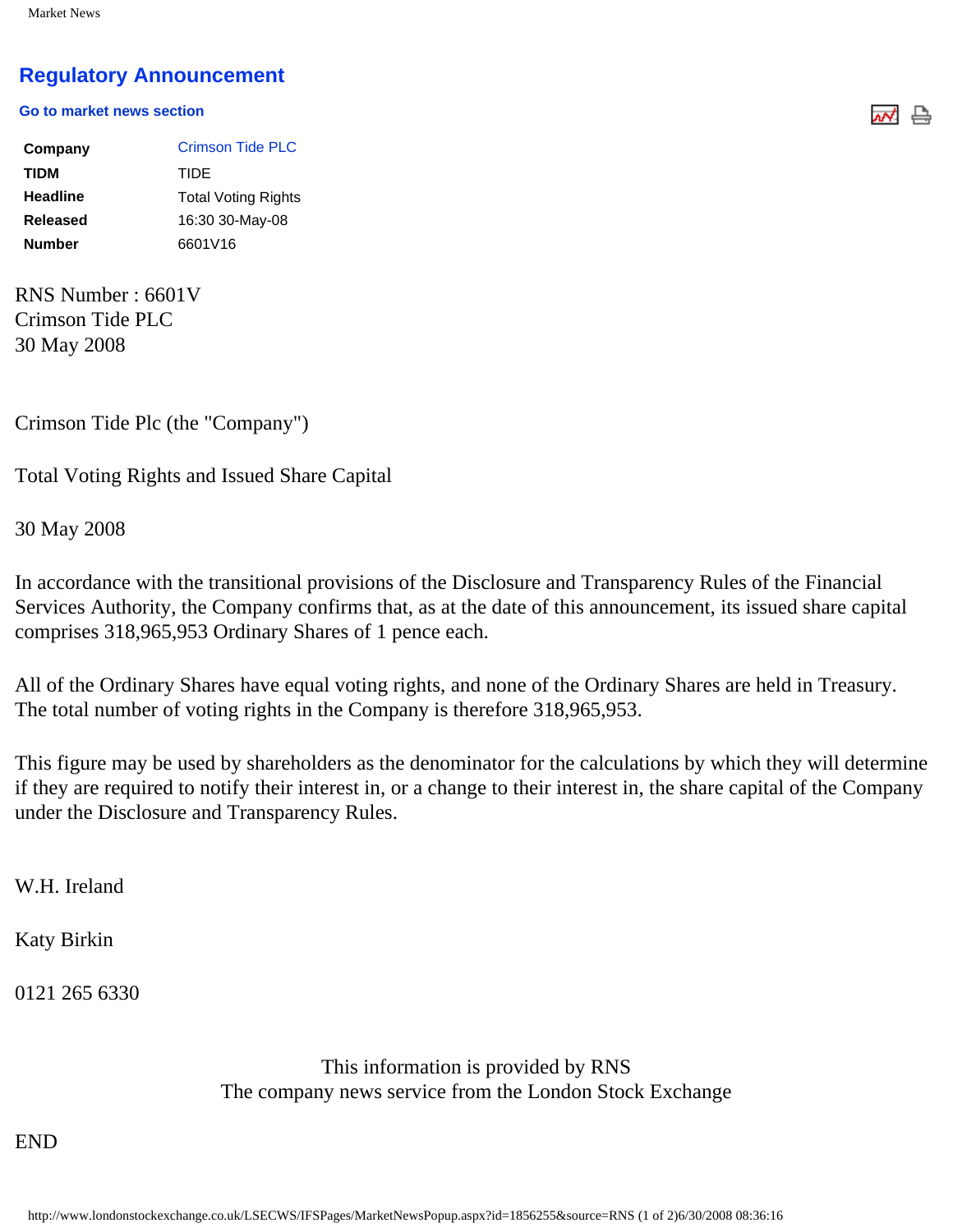Market News

## Regulatory Announcement

**Go to market news section**

| | |
|---|---|
| **Company** | Crimson Tide PLC |
| **TIDM** | TIDE |
| **Headline** | Total Voting Rights |
| **Released** | 16:30 30-May-08 |
| **Number** | 6601V16 |

RNS Number : 6601V
Crimson Tide PLC
30 May 2008

Crimson Tide Plc (the "Company")

Total Voting Rights and Issued Share Capital

30 May 2008

In accordance with the transitional provisions of the Disclosure and Transparency Rules of the Financial Services Authority, the Company confirms that, as at the date of this announcement, its issued share capital comprises 318,965,953 Ordinary Shares of 1 pence each.

All of the Ordinary Shares have equal voting rights, and none of the Ordinary Shares are held in Treasury. The total number of voting rights in the Company is therefore 318,965,953.

This figure may be used by shareholders as the denominator for the calculations by which they will determine if they are required to notify their interest in, or a change to their interest in, the share capital of the Company under the Disclosure and Transparency Rules.

W.H. Ireland

Katy Birkin

0121 265 6330

This information is provided by RNS
The company news service from the London Stock Exchange

END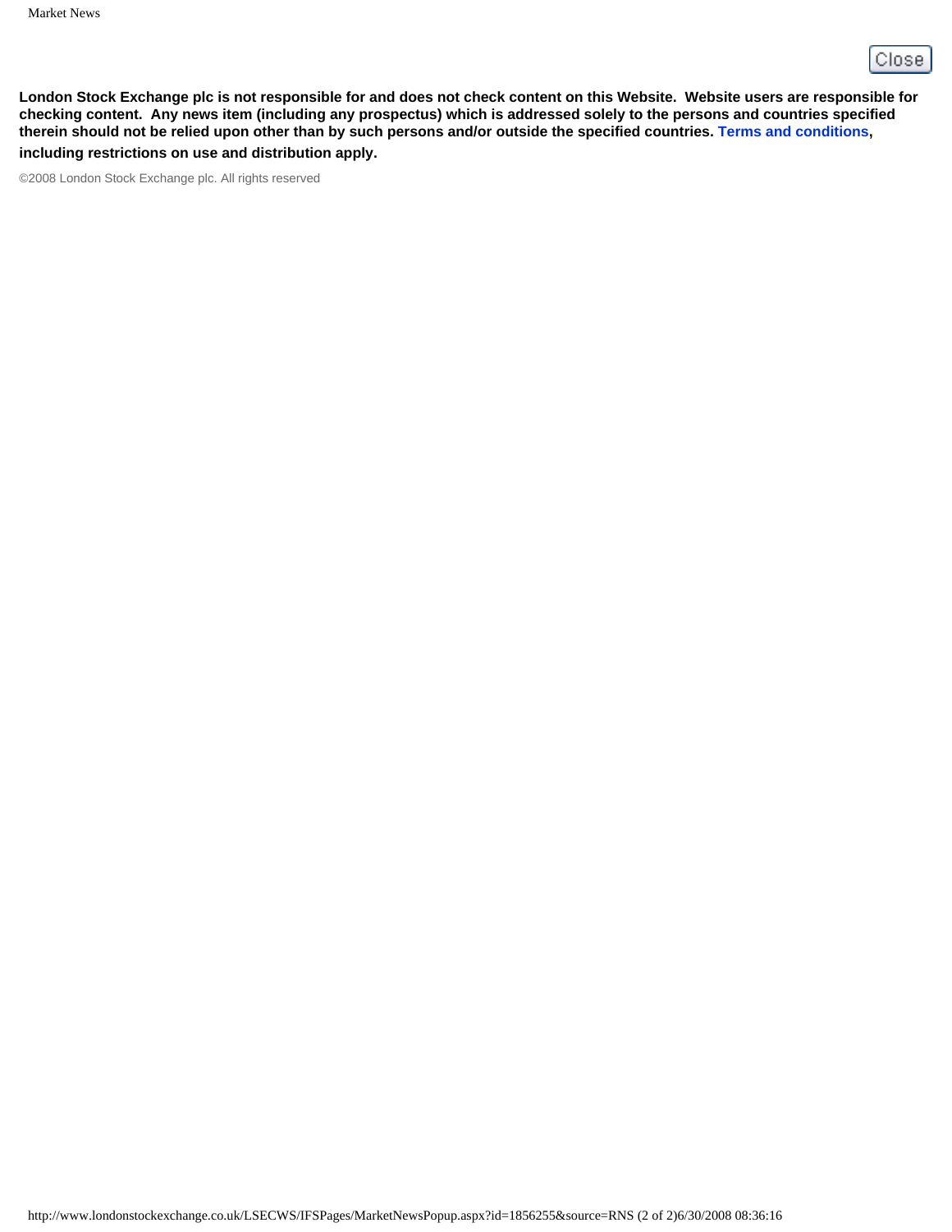**London Stock Exchange plc is not responsible for and does not check content on this Website. Website users are responsible for checking content. Any news item (including any prospectus) which is addressed solely to the persons and countries specified therein should not be relied upon other than by such persons and/or outside the specified countries. Terms and conditions, including restrictions on use and distribution apply.**

©2008 London Stock Exchange plc. All rights reserved